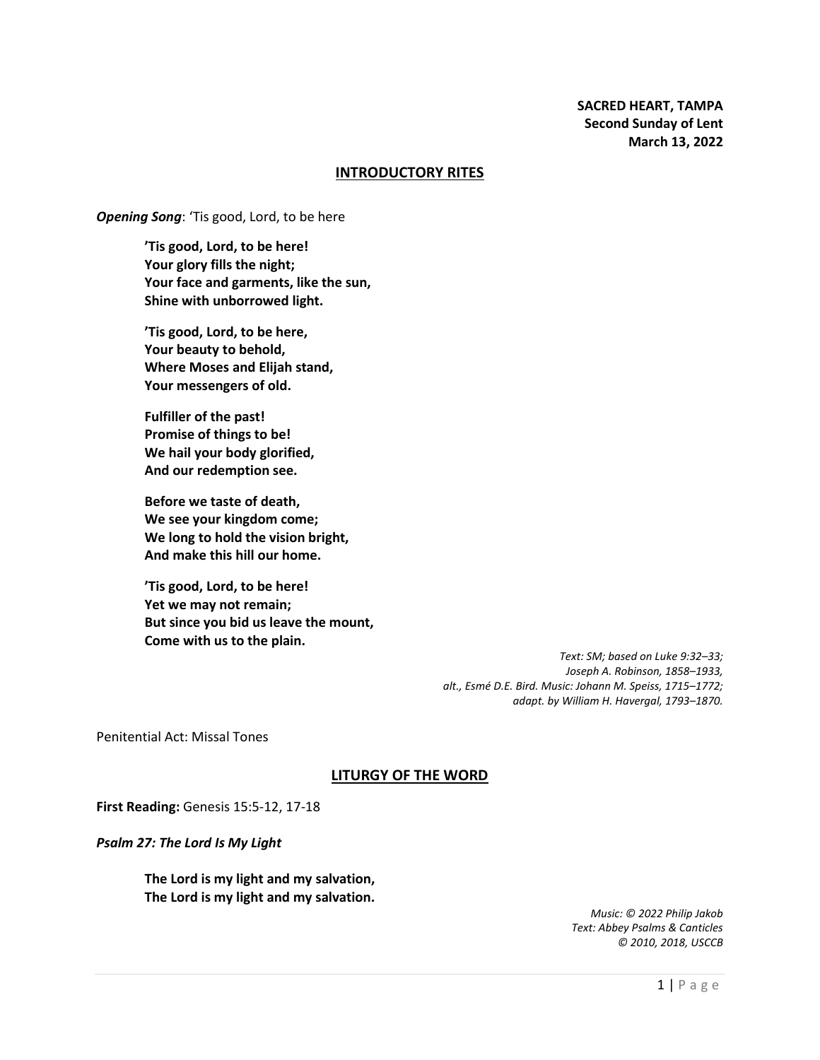**SACRED HEART, TAMPA**
**Second Sunday of Lent**
**March 13, 2022**

## INTRODUCTORY RITES

***Opening Song***: 'Tis good, Lord, to be here

> **'Tis good, Lord, to be here!**
> **Your glory fills the night;**
> **Your face and garments, like the sun,**
> **Shine with unborrowed light.**
>
> **'Tis good, Lord, to be here,**
> **Your beauty to behold,**
> **Where Moses and Elijah stand,**
> **Your messengers of old.**
>
> **Fulfiller of the past!**
> **Promise of things to be!**
> **We hail your body glorified,**
> **And our redemption see.**
>
> **Before we taste of death,**
> **We see your kingdom come;**
> **We long to hold the vision bright,**
> **And make this hill our home.**
>
> **'Tis good, Lord, to be here!**
> **Yet we may not remain;**
> **But since you bid us leave the mount,**
> **Come with us to the plain.**

*Text: SM; based on Luke 9:32–33;*
*Joseph A. Robinson, 1858–1933,*
*alt., Esmé D.E. Bird. Music: Johann M. Speiss, 1715–1772;*
*adapt. by William H. Havergal, 1793–1870.*

Penitential Act: Missal Tones

## LITURGY OF THE WORD

**First Reading:** Genesis 15:5-12, 17-18

***Psalm 27: The Lord Is My Light***

> **The Lord is my light and my salvation,**
> **The Lord is my light and my salvation.**

*Music: © 2022 Philip Jakob*
*Text: Abbey Psalms & Canticles*
*© 2010, 2018, USCCB*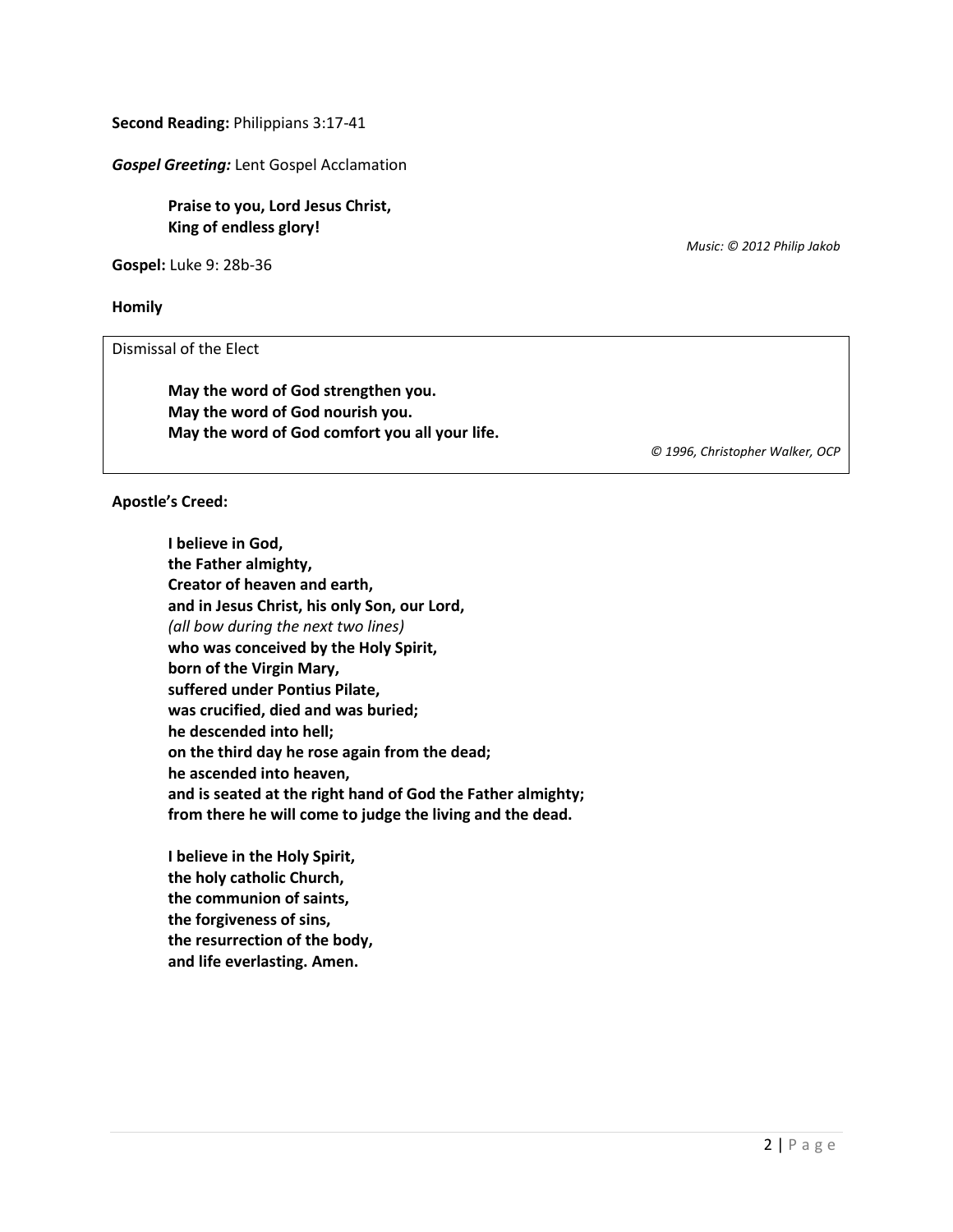**Second Reading:** Philippians 3:17-41

***Gospel Greeting:*** Lent Gospel Acclamation

> **Praise to you, Lord Jesus Christ,**
> **King of endless glory!**

*Music: © 2012 Philip Jakob*

**Gospel:** Luke 9: 28b-36

**Homily**

Dismissal of the Elect

> **May the word of God strengthen you.**
> **May the word of God nourish you.**
> **May the word of God comfort you all your life.**

*© 1996, Christopher Walker, OCP*

**Apostle's Creed:**

> **I believe in God,**
> **the Father almighty,**
> **Creator of heaven and earth,**
> **and in Jesus Christ, his only Son, our Lord,**
> *(all bow during the next two lines)*
> **who was conceived by the Holy Spirit,**
> **born of the Virgin Mary,**
> **suffered under Pontius Pilate,**
> **was crucified, died and was buried;**
> **he descended into hell;**
> **on the third day he rose again from the dead;**
> **he ascended into heaven,**
> **and is seated at the right hand of God the Father almighty;**
> **from there he will come to judge the living and the dead.**
>
> **I believe in the Holy Spirit,**
> **the holy catholic Church,**
> **the communion of saints,**
> **the forgiveness of sins,**
> **the resurrection of the body,**
> **and life everlasting. Amen.**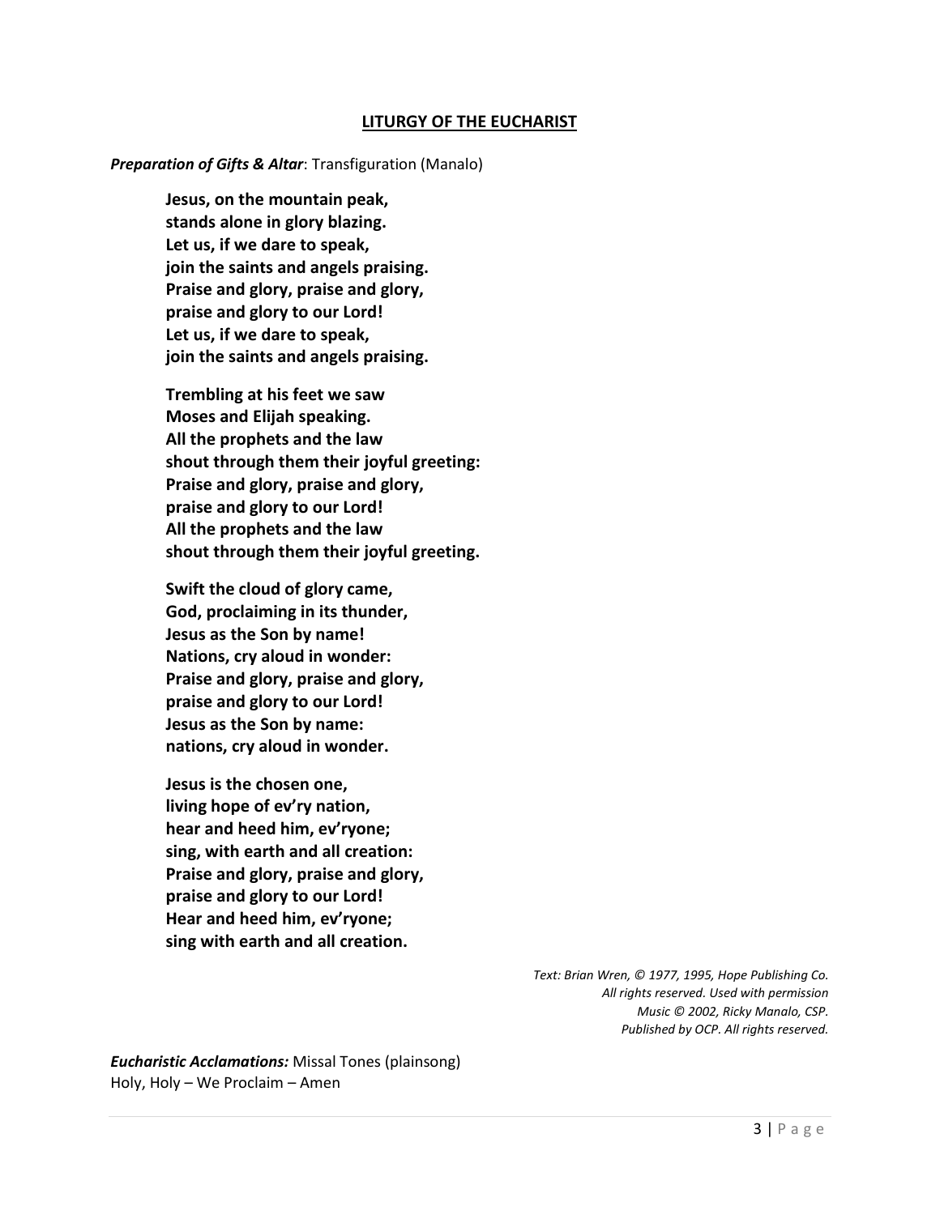## LITURGY OF THE EUCHARIST

***Preparation of Gifts & Altar***: Transfiguration (Manalo)

**Jesus, on the mountain peak,**
**stands alone in glory blazing.**
**Let us, if we dare to speak,**
**join the saints and angels praising.**
**Praise and glory, praise and glory,**
**praise and glory to our Lord!**
**Let us, if we dare to speak,**
**join the saints and angels praising.**

**Trembling at his feet we saw**
**Moses and Elijah speaking.**
**All the prophets and the law**
**shout through them their joyful greeting:**
**Praise and glory, praise and glory,**
**praise and glory to our Lord!**
**All the prophets and the law**
**shout through them their joyful greeting.**

**Swift the cloud of glory came,**
**God, proclaiming in its thunder,**
**Jesus as the Son by name!**
**Nations, cry aloud in wonder:**
**Praise and glory, praise and glory,**
**praise and glory to our Lord!**
**Jesus as the Son by name:**
**nations, cry aloud in wonder.**

**Jesus is the chosen one,**
**living hope of ev'ry nation,**
**hear and heed him, ev'ryone;**
**sing, with earth and all creation:**
**Praise and glory, praise and glory,**
**praise and glory to our Lord!**
**Hear and heed him, ev'ryone;**
**sing with earth and all creation.**

*Text: Brian Wren, © 1977, 1995, Hope Publishing Co.*
*All rights reserved. Used with permission*
*Music © 2002, Ricky Manalo, CSP.*
*Published by OCP. All rights reserved.*

***Eucharistic Acclamations:*** Missal Tones (plainsong)
Holy, Holy – We Proclaim – Amen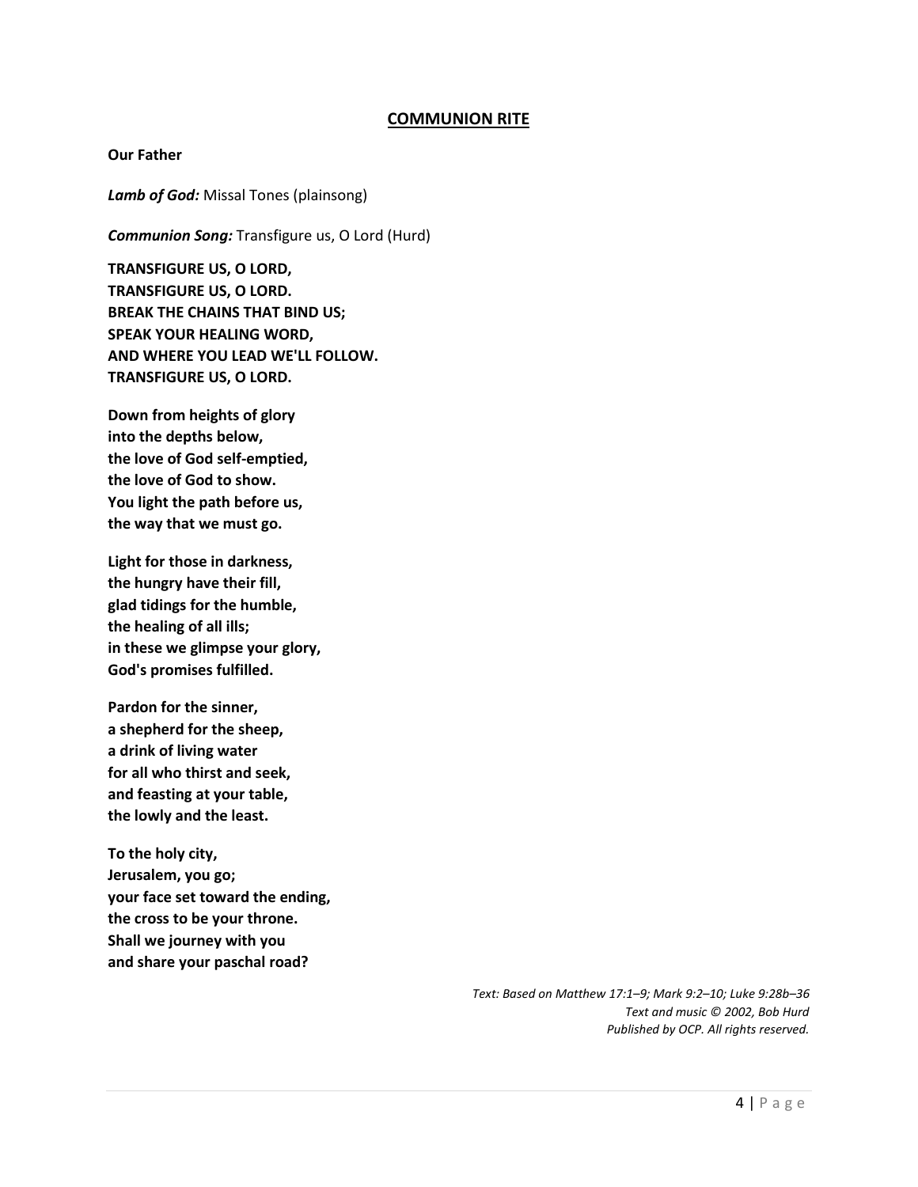## COMMUNION RITE

**Our Father**

***Lamb of God:*** Missal Tones (plainsong)

***Communion Song:*** Transfigure us, O Lord (Hurd)

**TRANSFIGURE US, O LORD,**
**TRANSFIGURE US, O LORD.**
**BREAK THE CHAINS THAT BIND US;**
**SPEAK YOUR HEALING WORD,**
**AND WHERE YOU LEAD WE'LL FOLLOW.**
**TRANSFIGURE US, O LORD.**

**Down from heights of glory**
**into the depths below,**
**the love of God self-emptied,**
**the love of God to show.**
**You light the path before us,**
**the way that we must go.**

**Light for those in darkness,**
**the hungry have their fill,**
**glad tidings for the humble,**
**the healing of all ills;**
**in these we glimpse your glory,**
**God's promises fulfilled.**

**Pardon for the sinner,**
**a shepherd for the sheep,**
**a drink of living water**
**for all who thirst and seek,**
**and feasting at your table,**
**the lowly and the least.**

**To the holy city,**
**Jerusalem, you go;**
**your face set toward the ending,**
**the cross to be your throne.**
**Shall we journey with you**
**and share your paschal road?**

*Text: Based on Matthew 17:1–9; Mark 9:2–10; Luke 9:28b–36*
*Text and music © 2002, Bob Hurd*
*Published by OCP. All rights reserved.*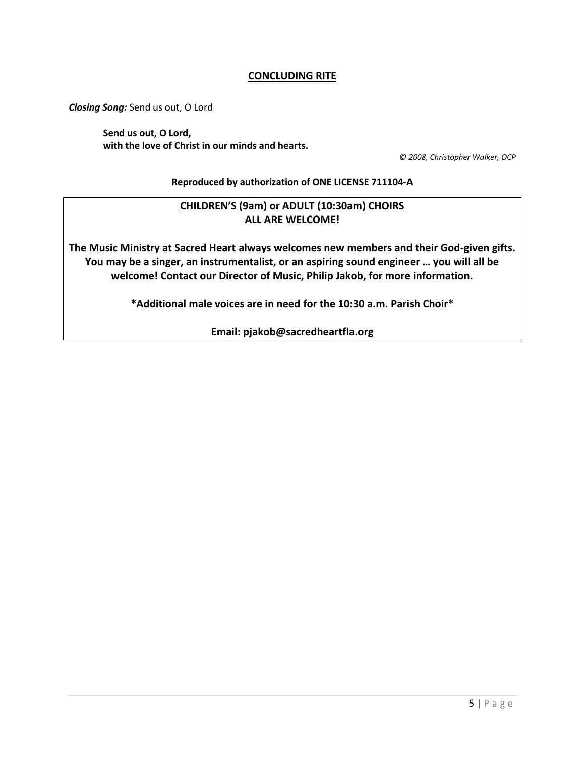## CONCLUDING RITE

***Closing Song:*** Send us out, O Lord

**Send us out, O Lord,**
**with the love of Christ in our minds and hearts.**

*© 2008, Christopher Walker, OCP*

**Reproduced by authorization of ONE LICENSE 711104-A**

**CHILDREN'S (9am) or ADULT (10:30am) CHOIRS**
**ALL ARE WELCOME!**

**The Music Ministry at Sacred Heart always welcomes new members and their God-given gifts. You may be a singer, an instrumentalist, or an aspiring sound engineer … you will all be welcome! Contact our Director of Music, Philip Jakob, for more information.**

**\*Additional male voices are in need for the 10:30 a.m. Parish Choir\***

**Email: pjakob@sacredheartfla.org**